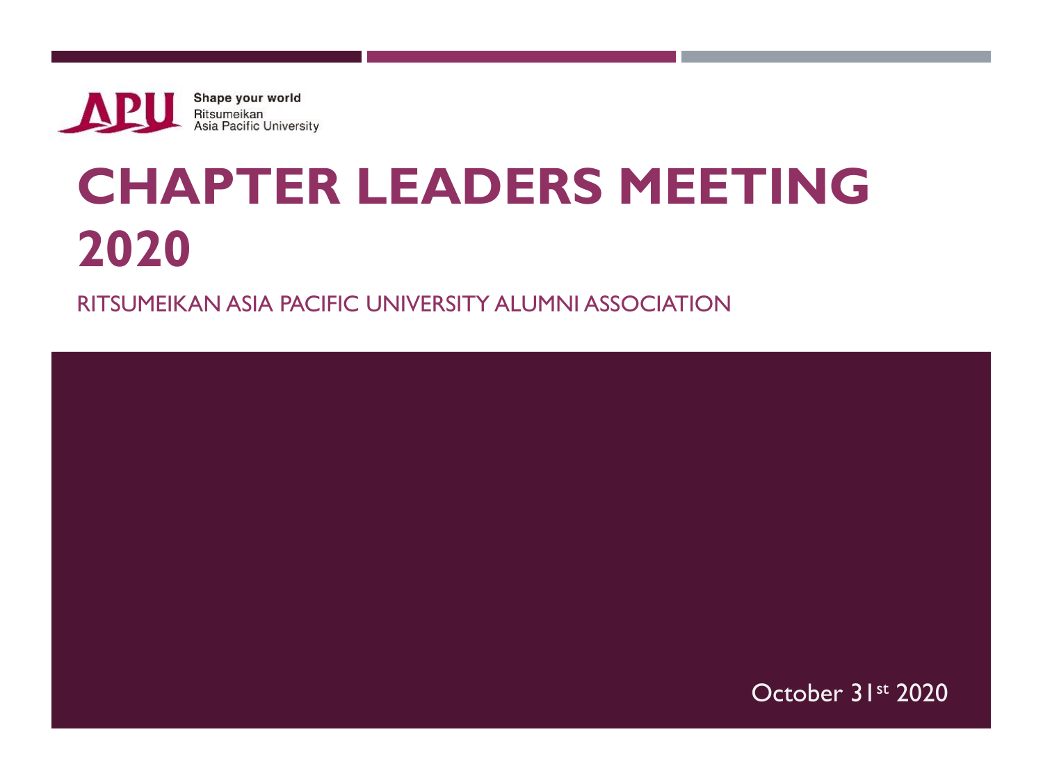Shape your world
Ritsumeikan
Asia Pacific University

# CHAPTER LEADERS MEETING 2020

RITSUMEIKAN ASIA PACIFIC UNIVERSITY ALUMNI ASSOCIATION

October 31st 2020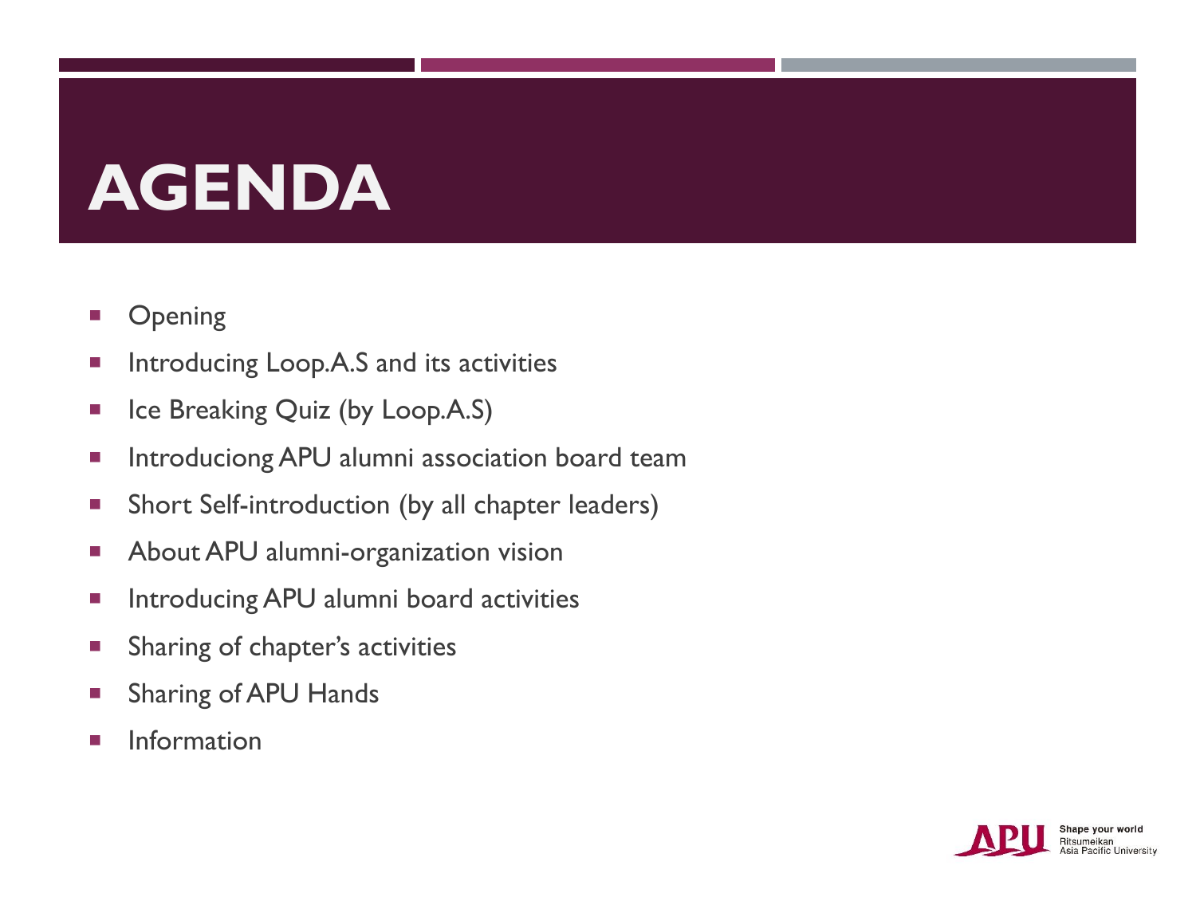# AGENDA

- Opening
- Introducing Loop.A.S and its activities
- Ice Breaking Quiz (by Loop.A.S)
- Introduciong APU alumni association board team
- Short Self-introduction (by all chapter leaders)
- About APU alumni-organization vision
- Introducing APU alumni board activities
- Sharing of chapter's activities
- Sharing of APU Hands
- Information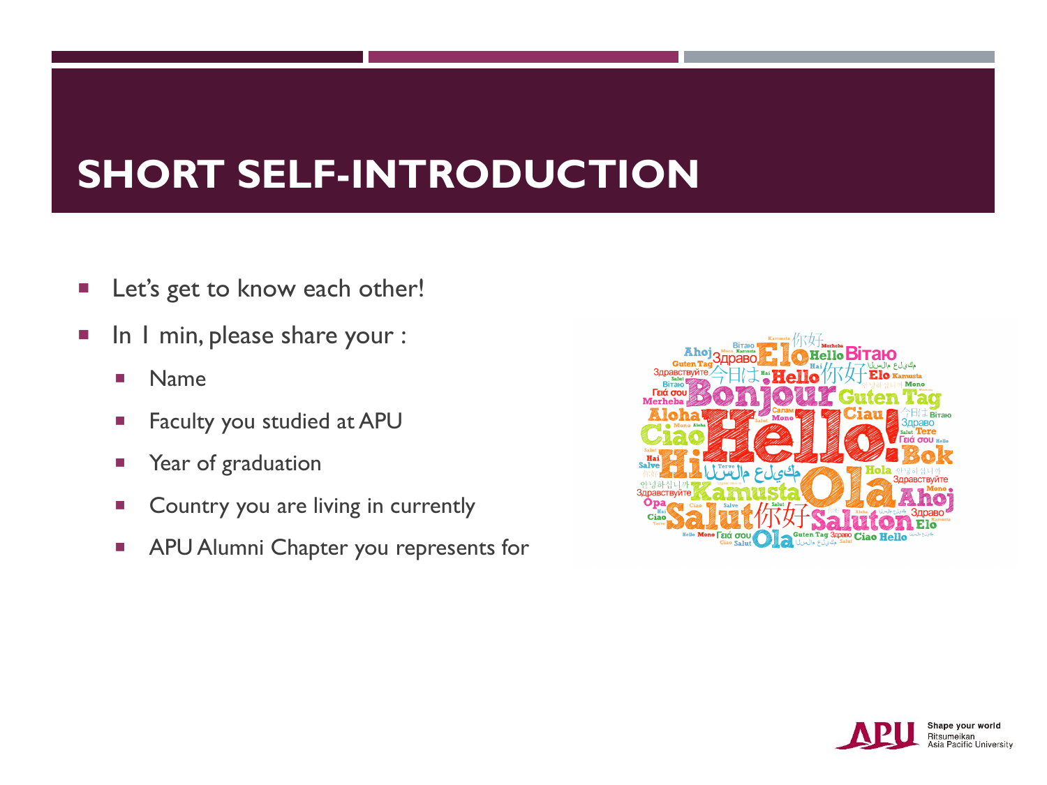# SHORT SELF-INTRODUCTION

- Let's get to know each other!
- In 1 min, please share your :
  - Name
  - Faculty you studied at APU
  - Year of graduation
  - Country you are living in currently
  - APU Alumni Chapter you represents for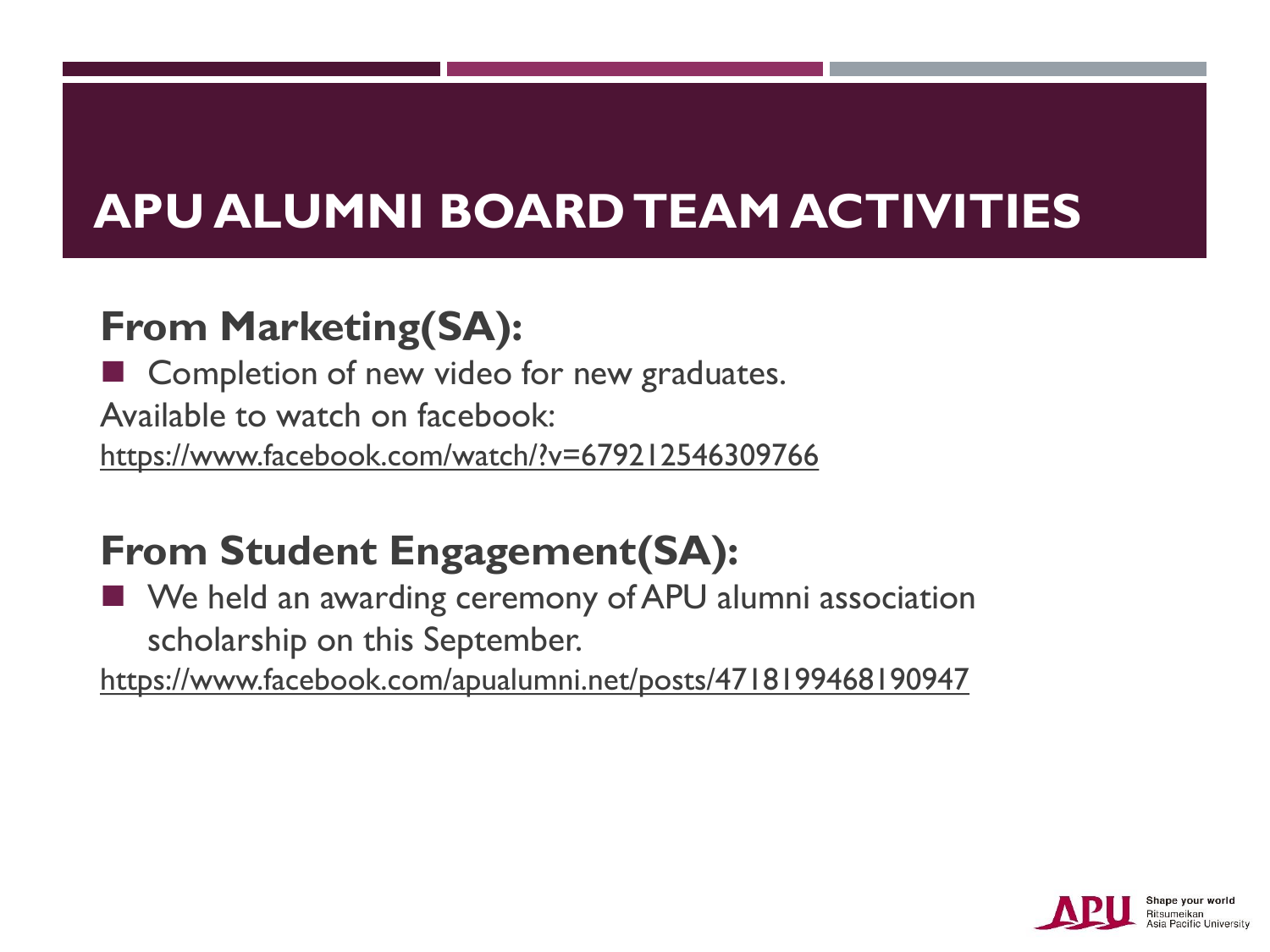# APU ALUMNI BOARD TEAM ACTIVITIES

## From Marketing(SA):

- Completion of new video for new graduates.

Available to watch on facebook:
https://www.facebook.com/watch/?v=679212546309766

## From Student Engagement(SA):

- We held an awarding ceremony of APU alumni association scholarship on this September.

https://www.facebook.com/apualumni.net/posts/4718199468190947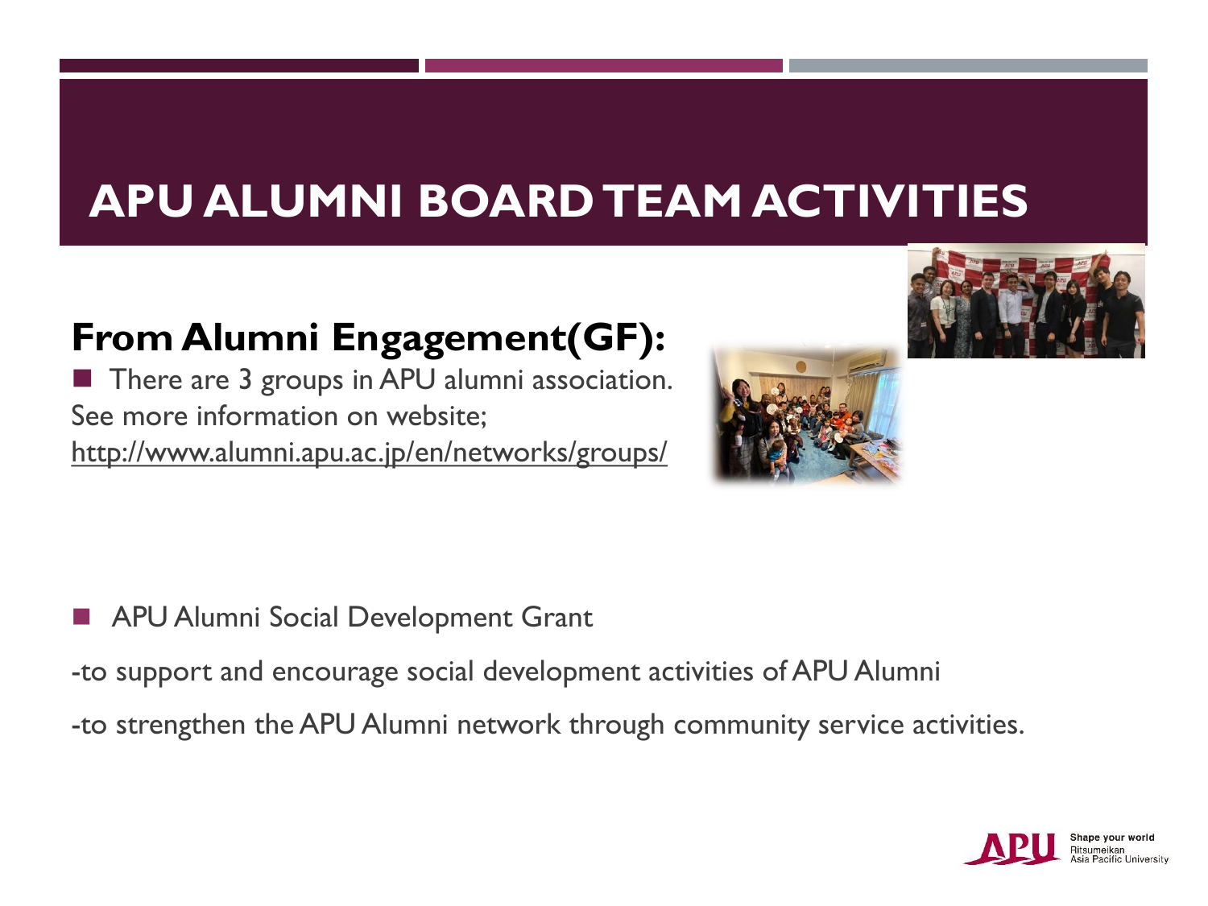# APU ALUMNI BOARD TEAM ACTIVITIES

## From Alumni Engagement(GF):

- There are 3 groups in APU alumni association.

See more information on website;
http://www.alumni.apu.ac.jp/en/networks/groups/

- APU Alumni Social Development Grant

-to support and encourage social development activities of APU Alumni

-to strengthen the APU Alumni network through community service activities.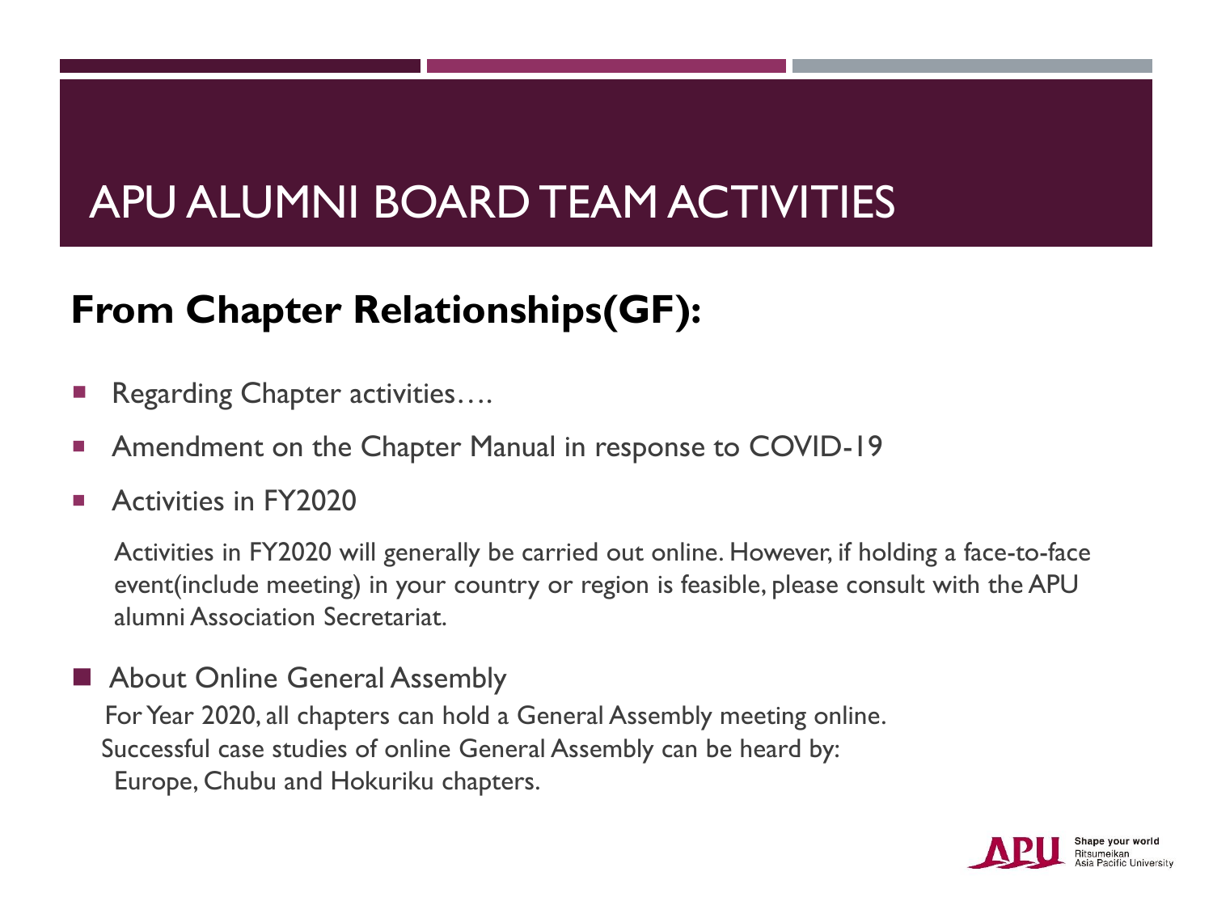# APU ALUMNI BOARD TEAM ACTIVITIES

## From Chapter Relationships(GF):

- Regarding Chapter activities….
- Amendment on the Chapter Manual in response to COVID-19
- Activities in FY2020

  Activities in FY2020 will generally be carried out online. However, if holding a face-to-face event(include meeting) in your country or region is feasible, please consult with the APU alumni Association Secretariat.

- About Online General Assembly

  For Year 2020, all chapters can hold a General Assembly meeting online.
  Successful case studies of online General Assembly can be heard by:
  Europe, Chubu and Hokuriku chapters.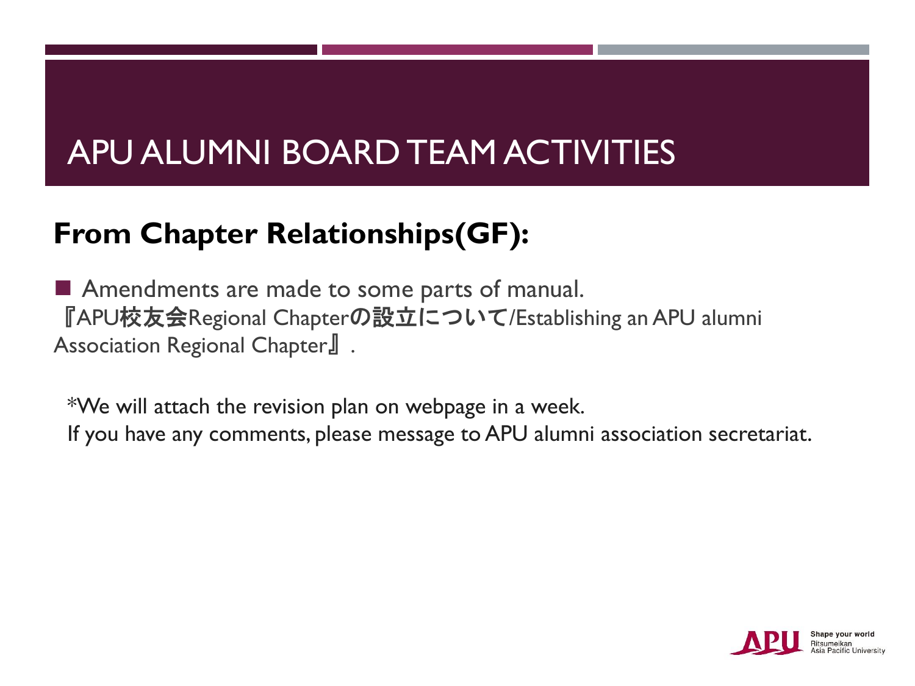# APU ALUMNI BOARD TEAM ACTIVITIES

## From Chapter Relationships(GF):

- Amendments are made to some parts of manual.

『APU校友会Regional Chapterの設立について/Establishing an APU alumni Association Regional Chapter』.

*We will attach the revision plan on webpage in a week.
If you have any comments, please message to APU alumni association secretariat.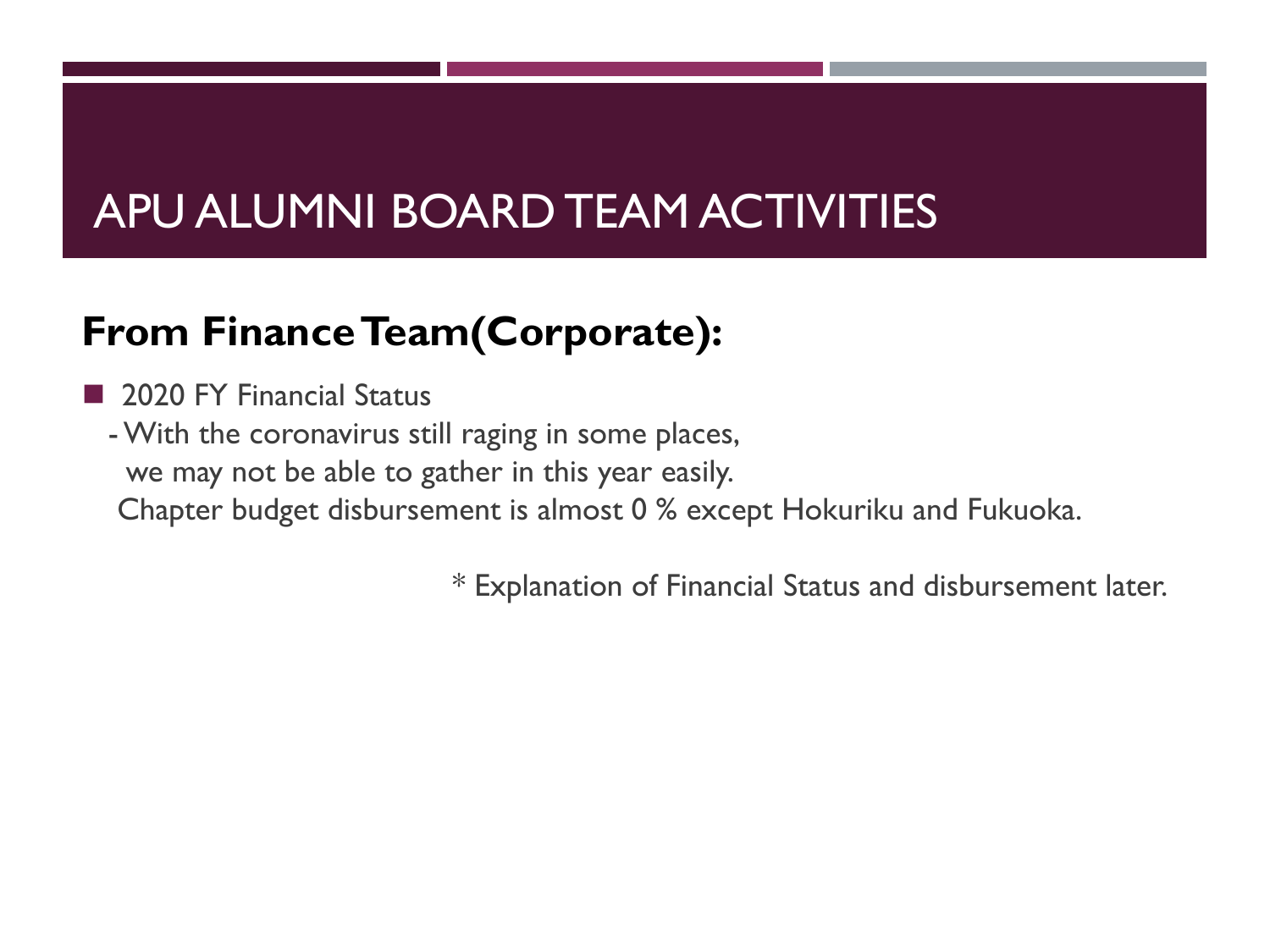# APU ALUMNI BOARD TEAM ACTIVITIES

## From Finance Team(Corporate):

- 2020 FY Financial Status

  - With the coronavirus still raging in some places, we may not be able to gather in this year easily.

  Chapter budget disbursement is almost 0 % except Hokuriku and Fukuoka.

\* Explanation of Financial Status and disbursement later.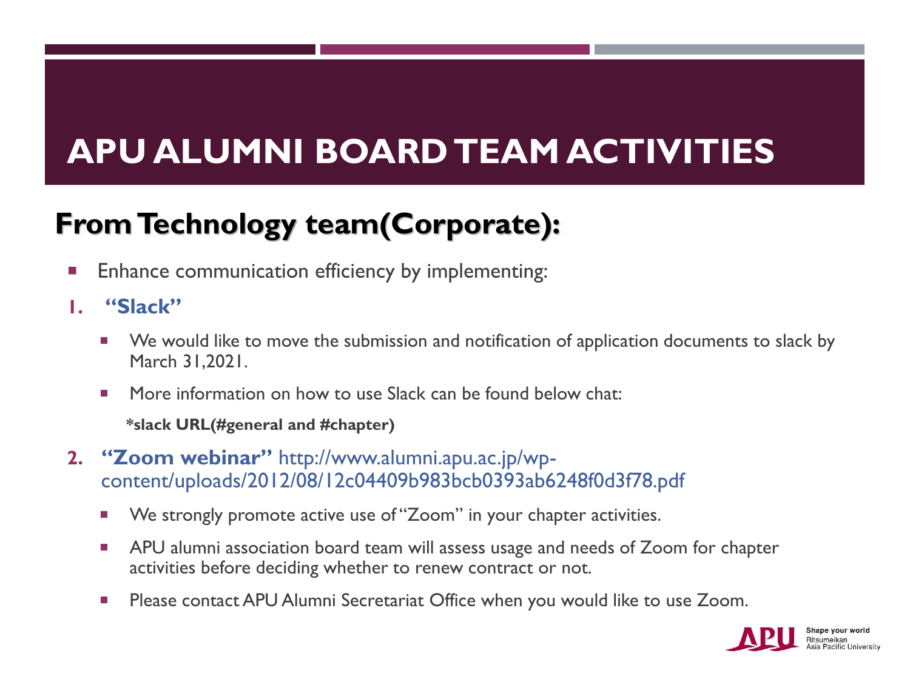# APU ALUMNI BOARD TEAM ACTIVITIES

## From Technology team(Corporate):

- Enhance communication efficiency by implementing:

1. **"Slack"**
   - We would like to move the submission and notification of application documents to slack by March 31,2021.
   - More information on how to use Slack can be found below chat:

     **\*slack URL(#general and #chapter)**

2. **"Zoom webinar"** http://www.alumni.apu.ac.jp/wp-content/uploads/2012/08/12c04409b983bcb0393ab6248f0d3f78.pdf
   - We strongly promote active use of "Zoom" in your chapter activities.
   - APU alumni association board team will assess usage and needs of Zoom for chapter activities before deciding whether to renew contract or not.
   - Please contact APU Alumni Secretariat Office when you would like to use Zoom.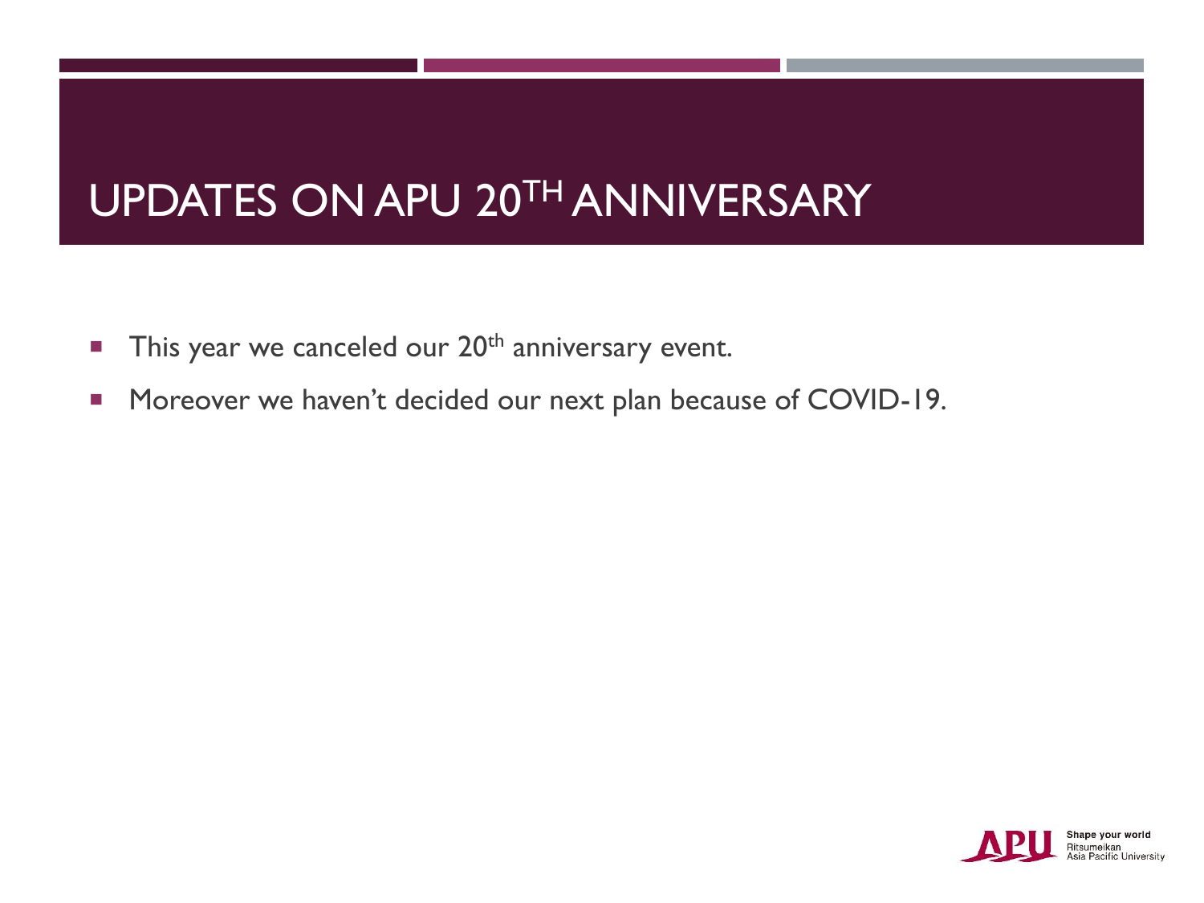# UPDATES ON APU 20TH ANNIVERSARY

- This year we canceled our 20th anniversary event.
- Moreover we haven't decided our next plan because of COVID-19.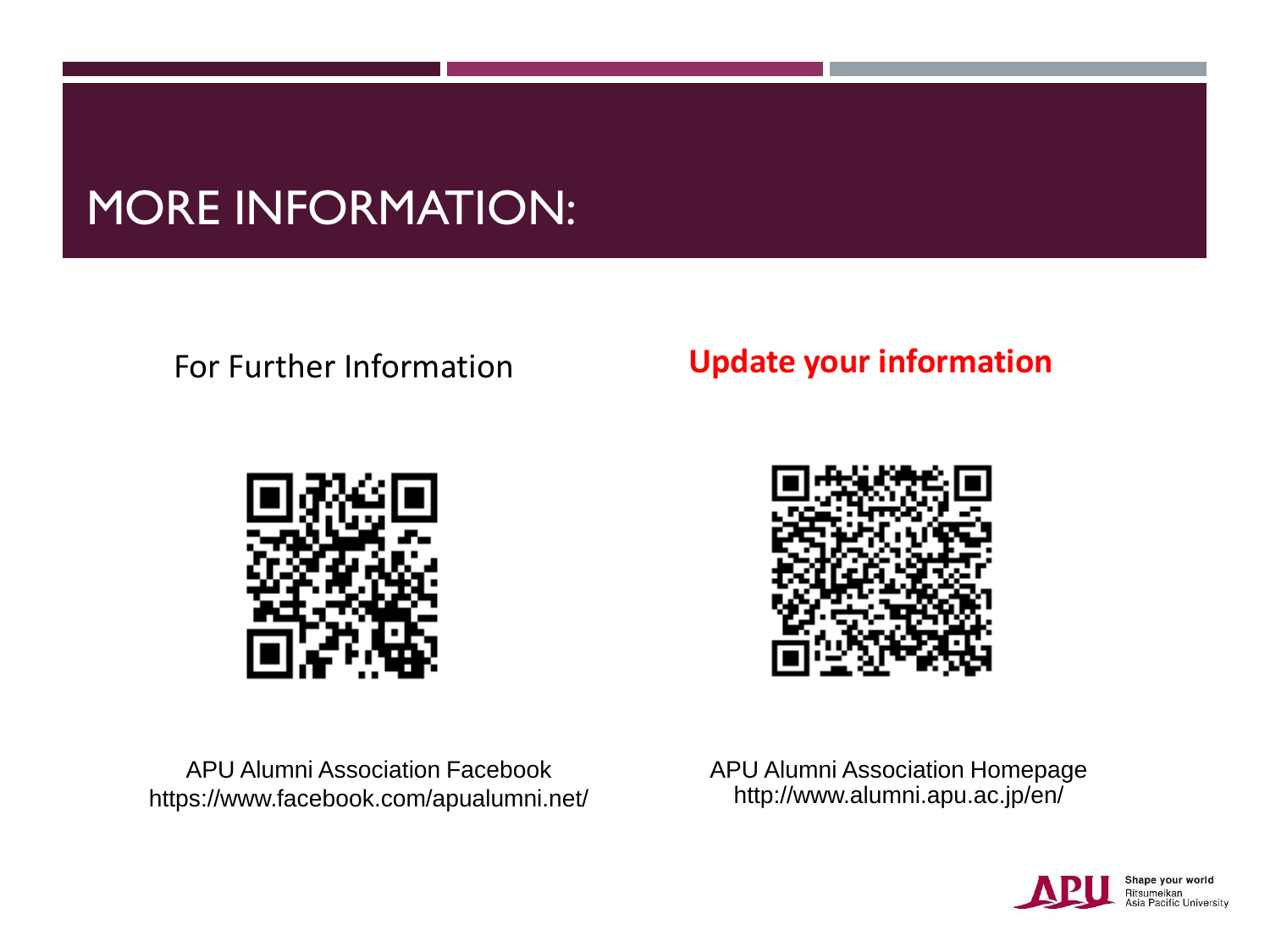# MORE INFORMATION:

For Further Information

**Update your information**

APU Alumni Association Facebook
https://www.facebook.com/apualumni.net/

APU Alumni Association Homepage
http://www.alumni.apu.ac.jp/en/

Shape your world
Ritsumeikan
Asia Pacific University